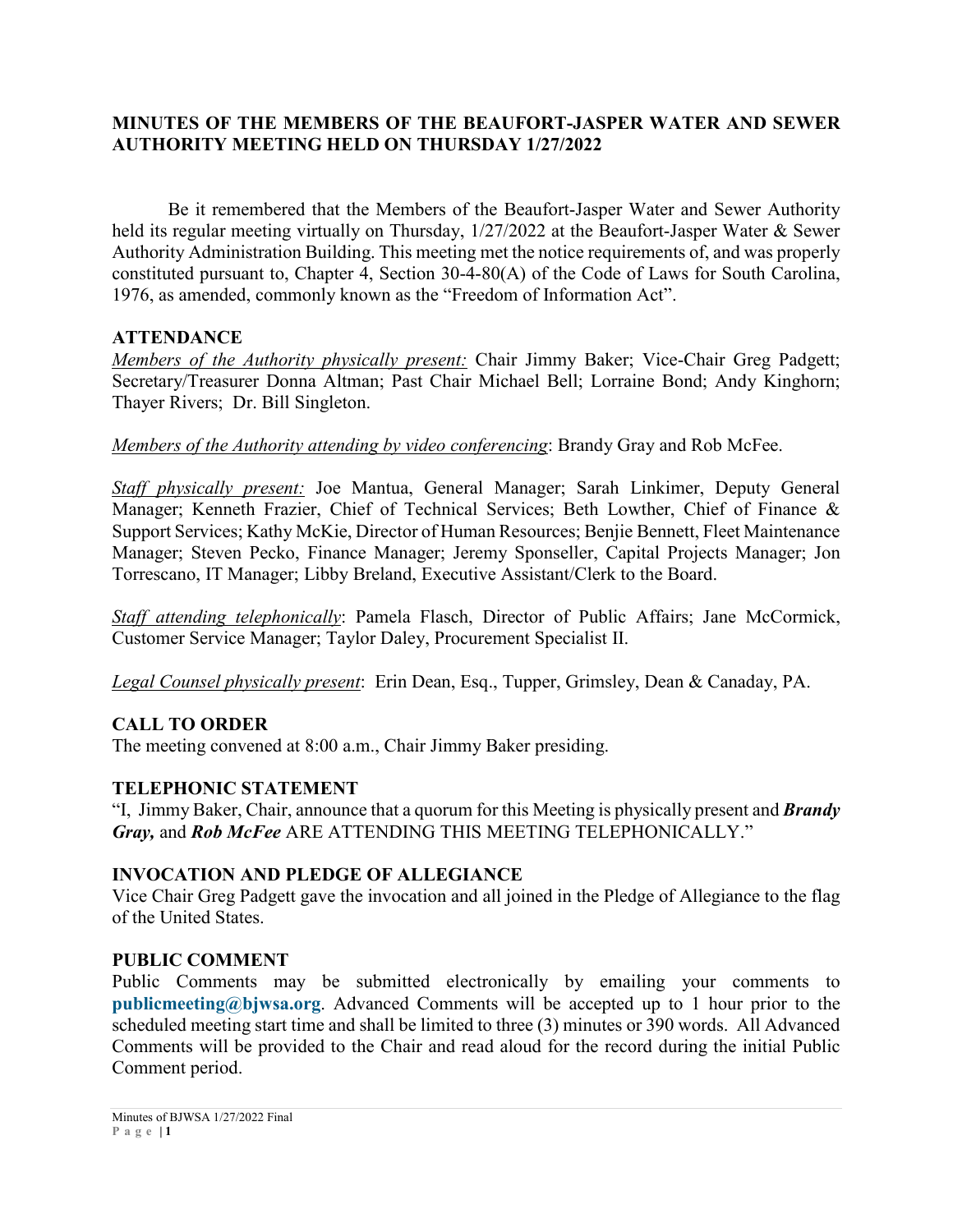# MINUTES OF THE MEMBERS OF THE BEAUFORT-JASPER WATER AND SEWER AUTHORITY MEETING HELD ON THURSDAY 1/27/2022

Be it remembered that the Members of the Beaufort-Jasper Water and Sewer Authority held its regular meeting virtually on Thursday, 1/27/2022 at the Beaufort-Jasper Water & Sewer Authority Administration Building. This meeting met the notice requirements of, and was properly constituted pursuant to, Chapter 4, Section 30-4-80(A) of the Code of Laws for South Carolina, 1976, as amended, commonly known as the "Freedom of Information Act".

## ATTENDANCE

*Members of the Authority physically present:* Chair Jimmy Baker; Vice-Chair Greg Padgett; Secretary/Treasurer Donna Altman; Past Chair Michael Bell; Lorraine Bond; Andy Kinghorn; Thayer Rivers; Dr. Bill Singleton.

*Members of the Authority attending by video conferencing*: Brandy Gray and Rob McFee.

*Staff physically present:* Joe Mantua, General Manager; Sarah Linkimer, Deputy General Manager; Kenneth Frazier, Chief of Technical Services; Beth Lowther, Chief of Finance & Support Services; Kathy McKie, Director of Human Resources; Benjie Bennett, Fleet Maintenance Manager; Steven Pecko, Finance Manager; Jeremy Sponseller, Capital Projects Manager; Jon Torrescano, IT Manager; Libby Breland, Executive Assistant/Clerk to the Board.

*Staff attending telephonically*: Pamela Flasch, Director of Public Affairs; Jane McCormick, Customer Service Manager; Taylor Daley, Procurement Specialist II.

*Legal Counsel physically present*: Erin Dean, Esq., Tupper, Grimsley, Dean & Canaday, PA.

## CALL TO ORDER

The meeting convened at 8:00 a.m., Chair Jimmy Baker presiding.

## TELEPHONIC STATEMENT

"I, Jimmy Baker, Chair, announce that a quorum for this Meeting is physically present and ***Brandy Gray,*** and ***Rob McFee*** ARE ATTENDING THIS MEETING TELEPHONICALLY."

## INVOCATION AND PLEDGE OF ALLEGIANCE

Vice Chair Greg Padgett gave the invocation and all joined in the Pledge of Allegiance to the flag of the United States.

## PUBLIC COMMENT

Public Comments may be submitted electronically by emailing your comments to **publicmeeting@bjwsa.org**. Advanced Comments will be accepted up to 1 hour prior to the scheduled meeting start time and shall be limited to three (3) minutes or 390 words. All Advanced Comments will be provided to the Chair and read aloud for the record during the initial Public Comment period.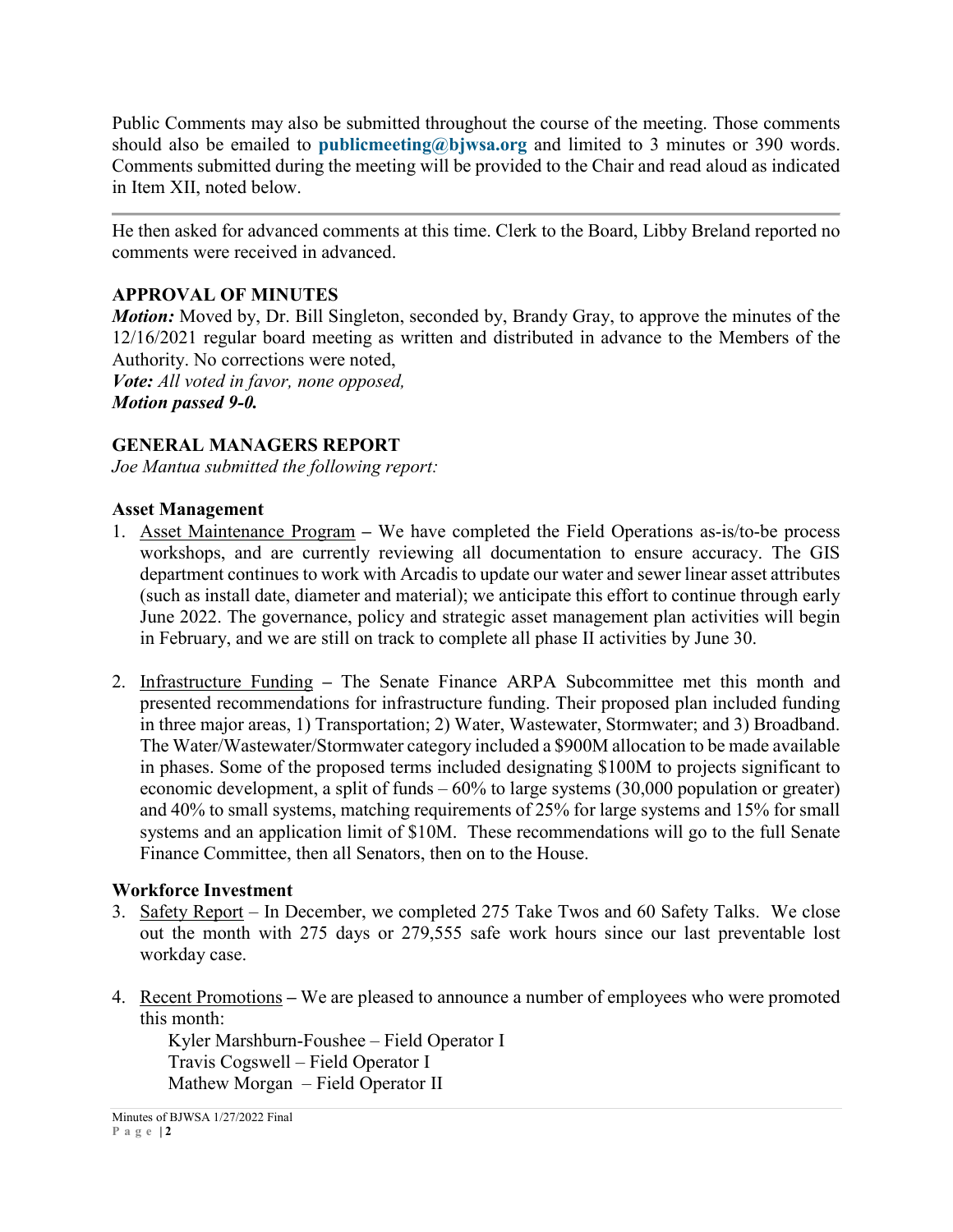Public Comments may also be submitted throughout the course of the meeting. Those comments should also be emailed to **publicmeeting@bjwsa.org** and limited to 3 minutes or 390 words. Comments submitted during the meeting will be provided to the Chair and read aloud as indicated in Item XII, noted below.

---

He then asked for advanced comments at this time. Clerk to the Board, Libby Breland reported no comments were received in advanced.

**APPROVAL OF MINUTES**

***Motion:*** Moved by, Dr. Bill Singleton, seconded by, Brandy Gray, to approve the minutes of the 12/16/2021 regular board meeting as written and distributed in advance to the Members of the Authority. No corrections were noted,

***Vote:*** *All voted in favor, none opposed,*

***Motion passed 9-0.***

**GENERAL MANAGERS REPORT**

*Joe Mantua submitted the following report:*

**Asset Management**

1. Asset Maintenance Program – We have completed the Field Operations as-is/to-be process workshops, and are currently reviewing all documentation to ensure accuracy. The GIS department continues to work with Arcadis to update our water and sewer linear asset attributes (such as install date, diameter and material); we anticipate this effort to continue through early June 2022. The governance, policy and strategic asset management plan activities will begin in February, and we are still on track to complete all phase II activities by June 30.

2. Infrastructure Funding – The Senate Finance ARPA Subcommittee met this month and presented recommendations for infrastructure funding. Their proposed plan included funding in three major areas, 1) Transportation; 2) Water, Wastewater, Stormwater; and 3) Broadband. The Water/Wastewater/Stormwater category included a $900M allocation to be made available in phases. Some of the proposed terms included designating $100M to projects significant to economic development, a split of funds – 60% to large systems (30,000 population or greater) and 40% to small systems, matching requirements of 25% for large systems and 15% for small systems and an application limit of $10M. These recommendations will go to the full Senate Finance Committee, then all Senators, then on to the House.

**Workforce Investment**

3. Safety Report – In December, we completed 275 Take Twos and 60 Safety Talks. We close out the month with 275 days or 279,555 safe work hours since our last preventable lost workday case.

4. Recent Promotions – We are pleased to announce a number of employees who were promoted this month:
   Kyler Marshburn-Foushee – Field Operator I
   Travis Cogswell – Field Operator I
   Mathew Morgan – Field Operator II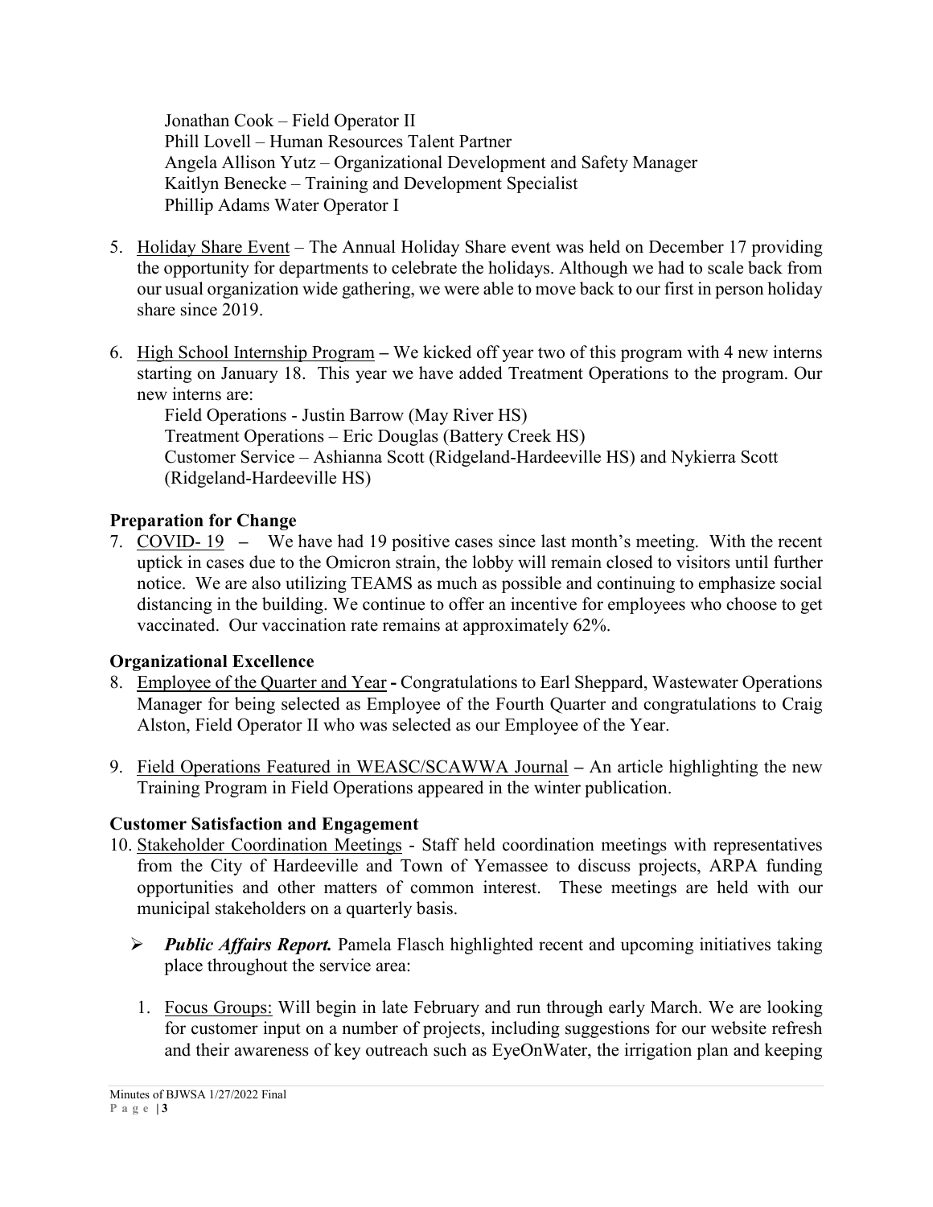Jonathan Cook – Field Operator II
Phill Lovell – Human Resources Talent Partner
Angela Allison Yutz – Organizational Development and Safety Manager
Kaitlyn Benecke – Training and Development Specialist
Phillip Adams Water Operator I

5. Holiday Share Event – The Annual Holiday Share event was held on December 17 providing the opportunity for departments to celebrate the holidays. Although we had to scale back from our usual organization wide gathering, we were able to move back to our first in person holiday share since 2019.

6. High School Internship Program **–** We kicked off year two of this program with 4 new interns starting on January 18. This year we have added Treatment Operations to the program. Our new interns are:
   Field Operations - Justin Barrow (May River HS)
   Treatment Operations – Eric Douglas (Battery Creek HS)
   Customer Service – Ashianna Scott (Ridgeland-Hardeeville HS) and Nykierra Scott (Ridgeland-Hardeeville HS)

**Preparation for Change**

7. COVID- 19 **–** We have had 19 positive cases since last month's meeting. With the recent uptick in cases due to the Omicron strain, the lobby will remain closed to visitors until further notice. We are also utilizing TEAMS as much as possible and continuing to emphasize social distancing in the building. We continue to offer an incentive for employees who choose to get vaccinated. Our vaccination rate remains at approximately 62%.

**Organizational Excellence**

8. Employee of the Quarter and Year **-** Congratulations to Earl Sheppard, Wastewater Operations Manager for being selected as Employee of the Fourth Quarter and congratulations to Craig Alston, Field Operator II who was selected as our Employee of the Year.

9. Field Operations Featured in WEASC/SCAWWA Journal **–** An article highlighting the new Training Program in Field Operations appeared in the winter publication.

**Customer Satisfaction and Engagement**

10. Stakeholder Coordination Meetings - Staff held coordination meetings with representatives from the City of Hardeeville and Town of Yemassee to discuss projects, ARPA funding opportunities and other matters of common interest. These meetings are held with our municipal stakeholders on a quarterly basis.

- ***Public Affairs Report.*** Pamela Flasch highlighted recent and upcoming initiatives taking place throughout the service area:

1. Focus Groups: Will begin in late February and run through early March. We are looking for customer input on a number of projects, including suggestions for our website refresh and their awareness of key outreach such as EyeOnWater, the irrigation plan and keeping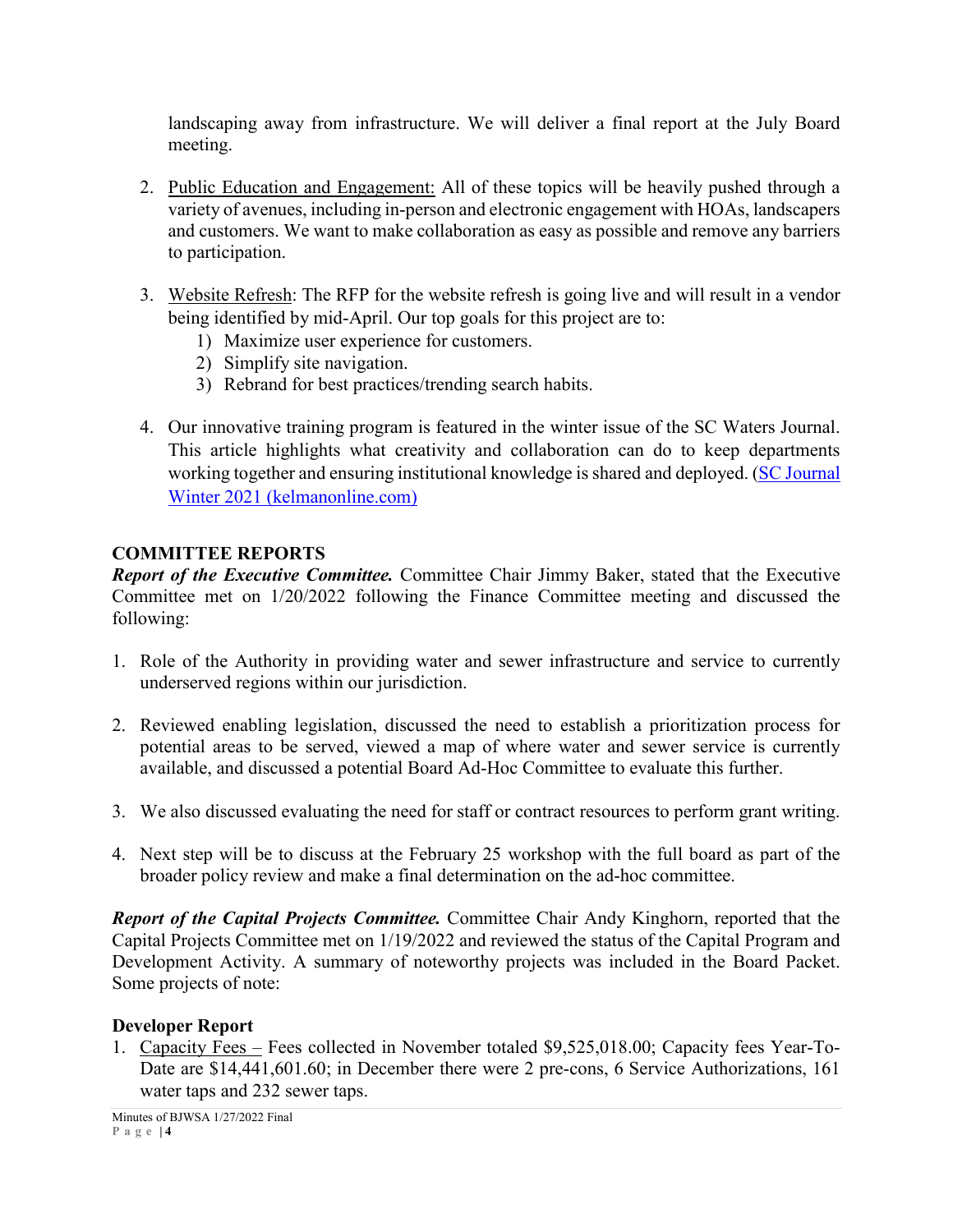landscaping away from infrastructure. We will deliver a final report at the July Board meeting.

2. Public Education and Engagement: All of these topics will be heavily pushed through a variety of avenues, including in-person and electronic engagement with HOAs, landscapers and customers. We want to make collaboration as easy as possible and remove any barriers to participation.

3. Website Refresh: The RFP for the website refresh is going live and will result in a vendor being identified by mid-April. Our top goals for this project are to:
   1) Maximize user experience for customers.
   2) Simplify site navigation.
   3) Rebrand for best practices/trending search habits.

4. Our innovative training program is featured in the winter issue of the SC Waters Journal. This article highlights what creativity and collaboration can do to keep departments working together and ensuring institutional knowledge is shared and deployed. (SC Journal Winter 2021 (kelmanonline.com))

## COMMITTEE REPORTS

***Report of the Executive Committee.*** Committee Chair Jimmy Baker, stated that the Executive Committee met on 1/20/2022 following the Finance Committee meeting and discussed the following:

1. Role of the Authority in providing water and sewer infrastructure and service to currently underserved regions within our jurisdiction.

2. Reviewed enabling legislation, discussed the need to establish a prioritization process for potential areas to be served, viewed a map of where water and sewer service is currently available, and discussed a potential Board Ad-Hoc Committee to evaluate this further.

3. We also discussed evaluating the need for staff or contract resources to perform grant writing.

4. Next step will be to discuss at the February 25 workshop with the full board as part of the broader policy review and make a final determination on the ad-hoc committee.

***Report of the Capital Projects Committee.*** Committee Chair Andy Kinghorn, reported that the Capital Projects Committee met on 1/19/2022 and reviewed the status of the Capital Program and Development Activity. A summary of noteworthy projects was included in the Board Packet. Some projects of note:

### Developer Report

1. Capacity Fees – Fees collected in November totaled $9,525,018.00; Capacity fees Year-To-Date are $14,441,601.60; in December there were 2 pre-cons, 6 Service Authorizations, 161 water taps and 232 sewer taps.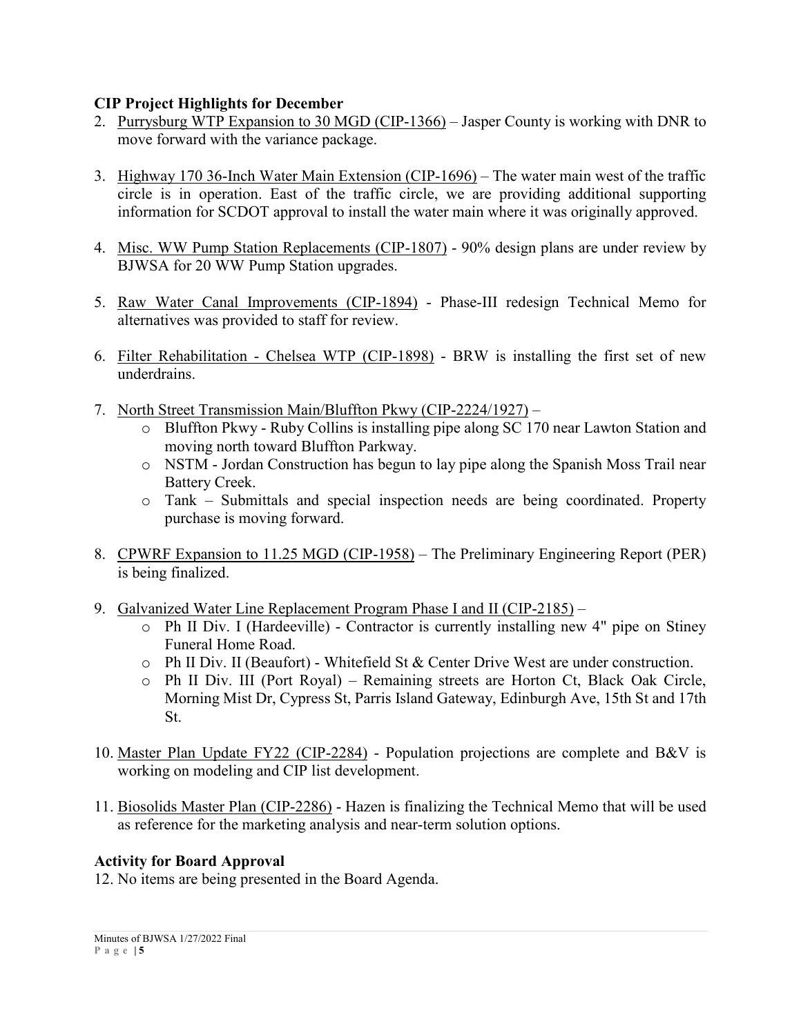**CIP Project Highlights for December**

2. Purrysburg WTP Expansion to 30 MGD (CIP-1366) – Jasper County is working with DNR to move forward with the variance package.

3. Highway 170 36-Inch Water Main Extension (CIP-1696) – The water main west of the traffic circle is in operation. East of the traffic circle, we are providing additional supporting information for SCDOT approval to install the water main where it was originally approved.

4. Misc. WW Pump Station Replacements (CIP-1807) - 90% design plans are under review by BJWSA for 20 WW Pump Station upgrades.

5. Raw Water Canal Improvements (CIP-1894) - Phase-III redesign Technical Memo for alternatives was provided to staff for review.

6. Filter Rehabilitation - Chelsea WTP (CIP-1898) - BRW is installing the first set of new underdrains.

7. North Street Transmission Main/Bluffton Pkwy (CIP-2224/1927) –
   - Bluffton Pkwy - Ruby Collins is installing pipe along SC 170 near Lawton Station and moving north toward Bluffton Parkway.
   - NSTM - Jordan Construction has begun to lay pipe along the Spanish Moss Trail near Battery Creek.
   - Tank – Submittals and special inspection needs are being coordinated. Property purchase is moving forward.

8. CPWRF Expansion to 11.25 MGD (CIP-1958) – The Preliminary Engineering Report (PER) is being finalized.

9. Galvanized Water Line Replacement Program Phase I and II (CIP-2185) –
   - Ph II Div. I (Hardeeville) - Contractor is currently installing new 4" pipe on Stiney Funeral Home Road.
   - Ph II Div. II (Beaufort) - Whitefield St & Center Drive West are under construction.
   - Ph II Div. III (Port Royal) – Remaining streets are Horton Ct, Black Oak Circle, Morning Mist Dr, Cypress St, Parris Island Gateway, Edinburgh Ave, 15th St and 17th St.

10. Master Plan Update FY22 (CIP-2284) - Population projections are complete and B&V is working on modeling and CIP list development.

11. Biosolids Master Plan (CIP-2286) - Hazen is finalizing the Technical Memo that will be used as reference for the marketing analysis and near-term solution options.

**Activity for Board Approval**

12. No items are being presented in the Board Agenda.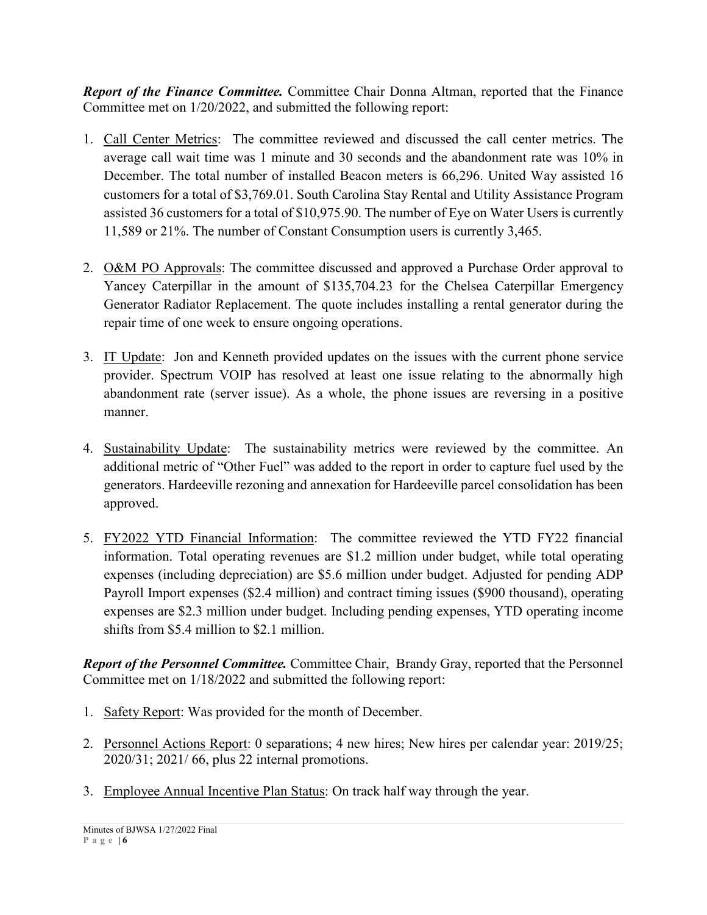***Report of the Finance Committee.*** Committee Chair Donna Altman, reported that the Finance Committee met on 1/20/2022, and submitted the following report:

1. Call Center Metrics: The committee reviewed and discussed the call center metrics. The average call wait time was 1 minute and 30 seconds and the abandonment rate was 10% in December. The total number of installed Beacon meters is 66,296. United Way assisted 16 customers for a total of $3,769.01. South Carolina Stay Rental and Utility Assistance Program assisted 36 customers for a total of $10,975.90. The number of Eye on Water Users is currently 11,589 or 21%. The number of Constant Consumption users is currently 3,465.

2. O&M PO Approvals: The committee discussed and approved a Purchase Order approval to Yancey Caterpillar in the amount of $135,704.23 for the Chelsea Caterpillar Emergency Generator Radiator Replacement. The quote includes installing a rental generator during the repair time of one week to ensure ongoing operations.

3. IT Update: Jon and Kenneth provided updates on the issues with the current phone service provider. Spectrum VOIP has resolved at least one issue relating to the abnormally high abandonment rate (server issue). As a whole, the phone issues are reversing in a positive manner.

4. Sustainability Update: The sustainability metrics were reviewed by the committee. An additional metric of "Other Fuel" was added to the report in order to capture fuel used by the generators. Hardeeville rezoning and annexation for Hardeeville parcel consolidation has been approved.

5. FY2022 YTD Financial Information: The committee reviewed the YTD FY22 financial information. Total operating revenues are $1.2 million under budget, while total operating expenses (including depreciation) are $5.6 million under budget. Adjusted for pending ADP Payroll Import expenses ($2.4 million) and contract timing issues ($900 thousand), operating expenses are $2.3 million under budget. Including pending expenses, YTD operating income shifts from $5.4 million to $2.1 million.

***Report of the Personnel Committee.*** Committee Chair, Brandy Gray, reported that the Personnel Committee met on 1/18/2022 and submitted the following report:

1. Safety Report: Was provided for the month of December.

2. Personnel Actions Report: 0 separations; 4 new hires; New hires per calendar year: 2019/25; 2020/31; 2021/ 66, plus 22 internal promotions.

3. Employee Annual Incentive Plan Status: On track half way through the year.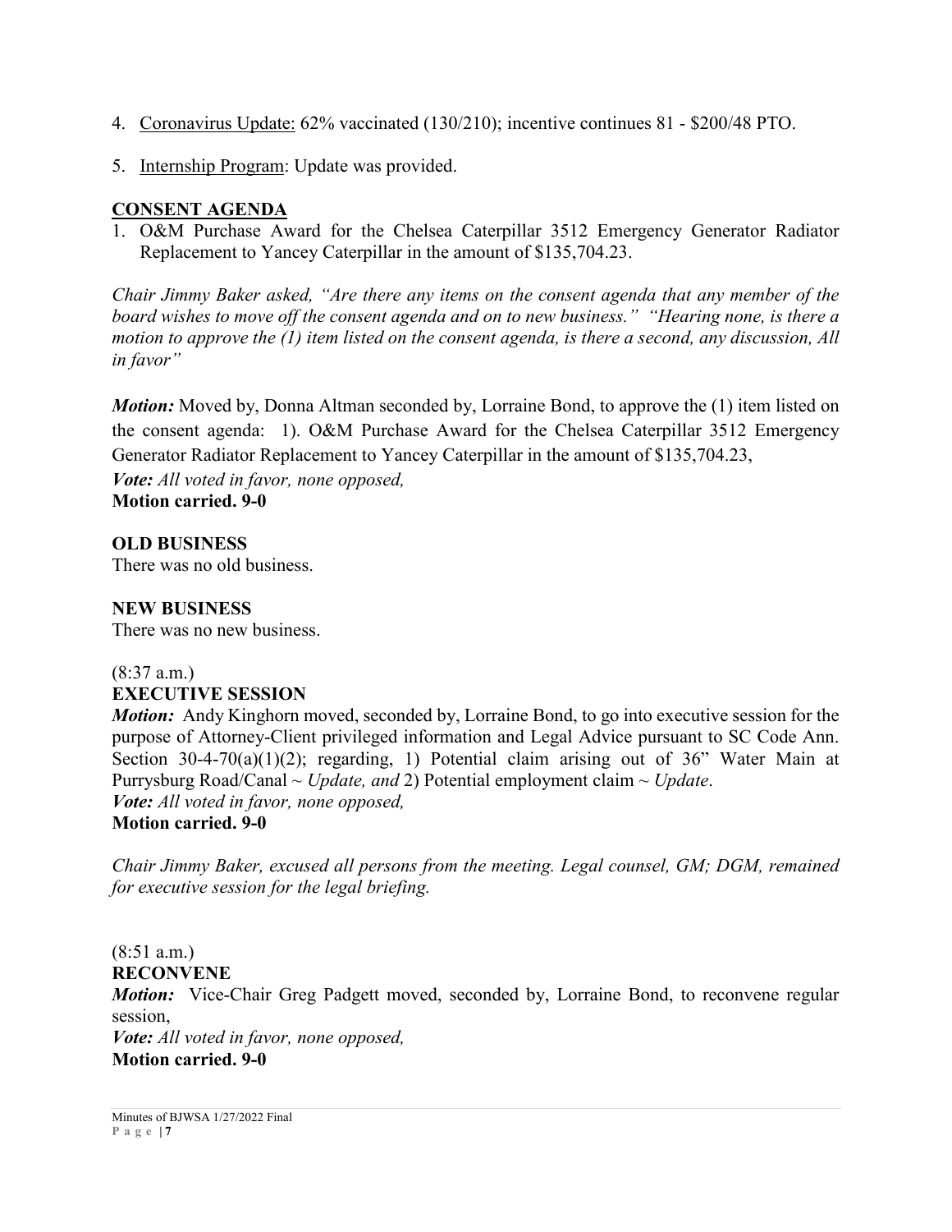4. Coronavirus Update: 62% vaccinated (130/210); incentive continues 81 - $200/48 PTO.

5. Internship Program: Update was provided.

**CONSENT AGENDA**

1. O&M Purchase Award for the Chelsea Caterpillar 3512 Emergency Generator Radiator Replacement to Yancey Caterpillar in the amount of $135,704.23.

*Chair Jimmy Baker asked, "Are there any items on the consent agenda that any member of the board wishes to move off the consent agenda and on to new business." "Hearing none, is there a motion to approve the (1) item listed on the consent agenda, is there a second, any discussion, All in favor"*

***Motion:*** Moved by, Donna Altman seconded by, Lorraine Bond, to approve the (1) item listed on the consent agenda: 1). O&M Purchase Award for the Chelsea Caterpillar 3512 Emergency Generator Radiator Replacement to Yancey Caterpillar in the amount of $135,704.23,
***Vote:*** *All voted in favor, none opposed,*
**Motion carried. 9-0**

**OLD BUSINESS**
There was no old business.

**NEW BUSINESS**
There was no new business.

(8:37 a.m.)
**EXECUTIVE SESSION**
***Motion:*** Andy Kinghorn moved, seconded by, Lorraine Bond, to go into executive session for the purpose of Attorney-Client privileged information and Legal Advice pursuant to SC Code Ann. Section 30-4-70(a)(1)(2); regarding, 1) Potential claim arising out of 36" Water Main at Purrysburg Road/Canal ~ *Update, and* 2) Potential employment claim ~ *Update*.
***Vote:*** *All voted in favor, none opposed,*
**Motion carried. 9-0**

*Chair Jimmy Baker, excused all persons from the meeting. Legal counsel, GM; DGM, remained for executive session for the legal briefing.*

(8:51 a.m.)
**RECONVENE**
***Motion:*** Vice-Chair Greg Padgett moved, seconded by, Lorraine Bond, to reconvene regular session,
***Vote:*** *All voted in favor, none opposed,*
**Motion carried. 9-0**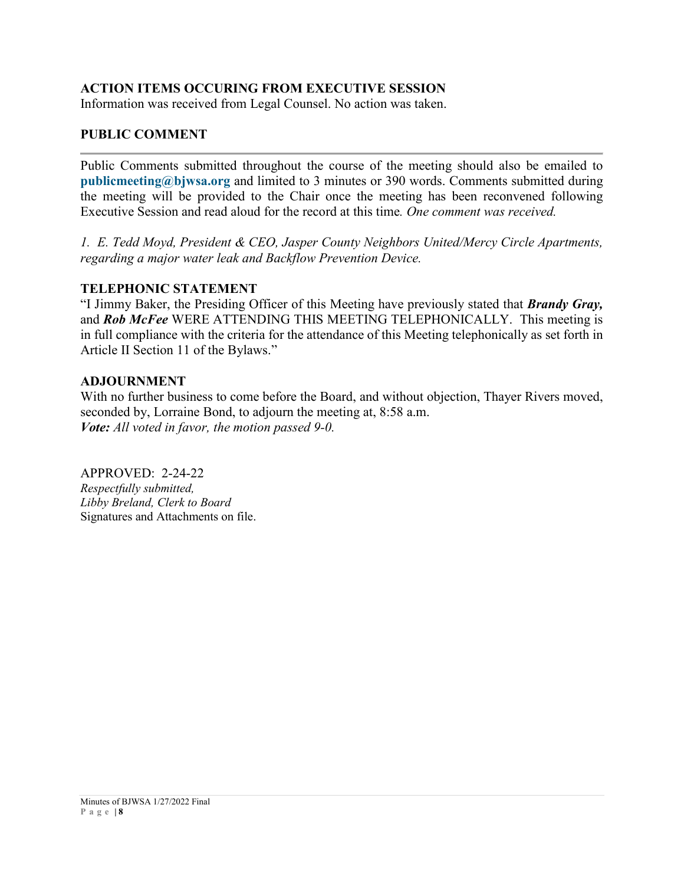**ACTION ITEMS OCCURING FROM EXECUTIVE SESSION**
Information was received from Legal Counsel. No action was taken.

**PUBLIC COMMENT**

---

Public Comments submitted throughout the course of the meeting should also be emailed to **publicmeeting@bjwsa.org** and limited to 3 minutes or 390 words. Comments submitted during the meeting will be provided to the Chair once the meeting has been reconvened following Executive Session and read aloud for the record at this time*. One comment was received.*

*1. E. Tedd Moyd, President & CEO, Jasper County Neighbors United/Mercy Circle Apartments, regarding a major water leak and Backflow Prevention Device.*

**TELEPHONIC STATEMENT**
"I Jimmy Baker, the Presiding Officer of this Meeting have previously stated that ***Brandy Gray,*** and ***Rob McFee*** WERE ATTENDING THIS MEETING TELEPHONICALLY. This meeting is in full compliance with the criteria for the attendance of this Meeting telephonically as set forth in Article II Section 11 of the Bylaws."

**ADJOURNMENT**
With no further business to come before the Board, and without objection, Thayer Rivers moved, seconded by, Lorraine Bond, to adjourn the meeting at, 8:58 a.m.
***Vote:*** *All voted in favor, the motion passed 9-0.*

APPROVED: 2-24-22
*Respectfully submitted,*
*Libby Breland, Clerk to Board*
Signatures and Attachments on file.